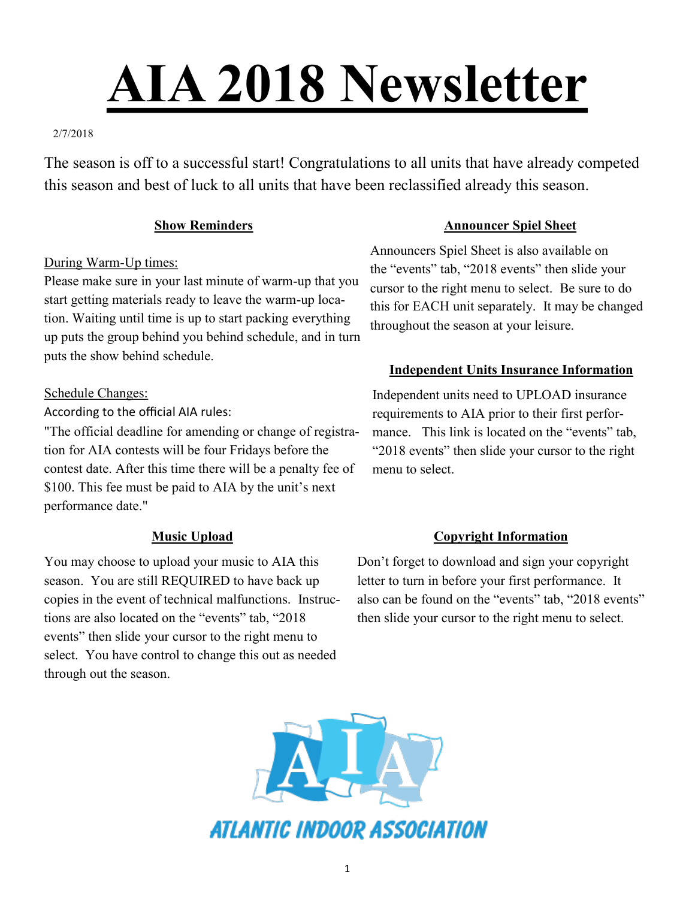# AIA 2018 Newsletter

2/7/2018

The season is off to a successful start! Congratulations to all units that have already competed this season and best of luck to all units that have been reclassified already this season.

## Show Reminders

During Warm-Up times:

Please make sure in your last minute of warm-up that you start getting materials ready to leave the warm-up location. Waiting until time is up to start packing everything up puts the group behind you behind schedule, and in turn puts the show behind schedule.

Schedule Changes:

According to the official AIA rules:

"The official deadline for amending or change of registration for AIA contests will be four Fridays before the contest date. After this time there will be a penalty fee of $100. This fee must be paid to AIA by the unit's next performance date."

## Announcer Spiel Sheet

Announcers Spiel Sheet is also available on the "events" tab, "2018 events" then slide your cursor to the right menu to select. Be sure to do this for EACH unit separately. It may be changed throughout the season at your leisure.

## Independent Units Insurance Information

Independent units need to UPLOAD insurance requirements to AIA prior to their first performance. This link is located on the "events" tab, "2018 events" then slide your cursor to the right menu to select.

## Music Upload

You may choose to upload your music to AIA this season. You are still REQUIRED to have back up copies in the event of technical malfunctions. Instructions are also located on the "events" tab, "2018 events" then slide your cursor to the right menu to select. You have control to change this out as needed through out the season.

## Copyright Information

Don't forget to download and sign your copyright letter to turn in before your first performance. It also can be found on the "events" tab, "2018 events" then slide your cursor to the right menu to select.

ATLANTIC INDOOR ASSOCIATION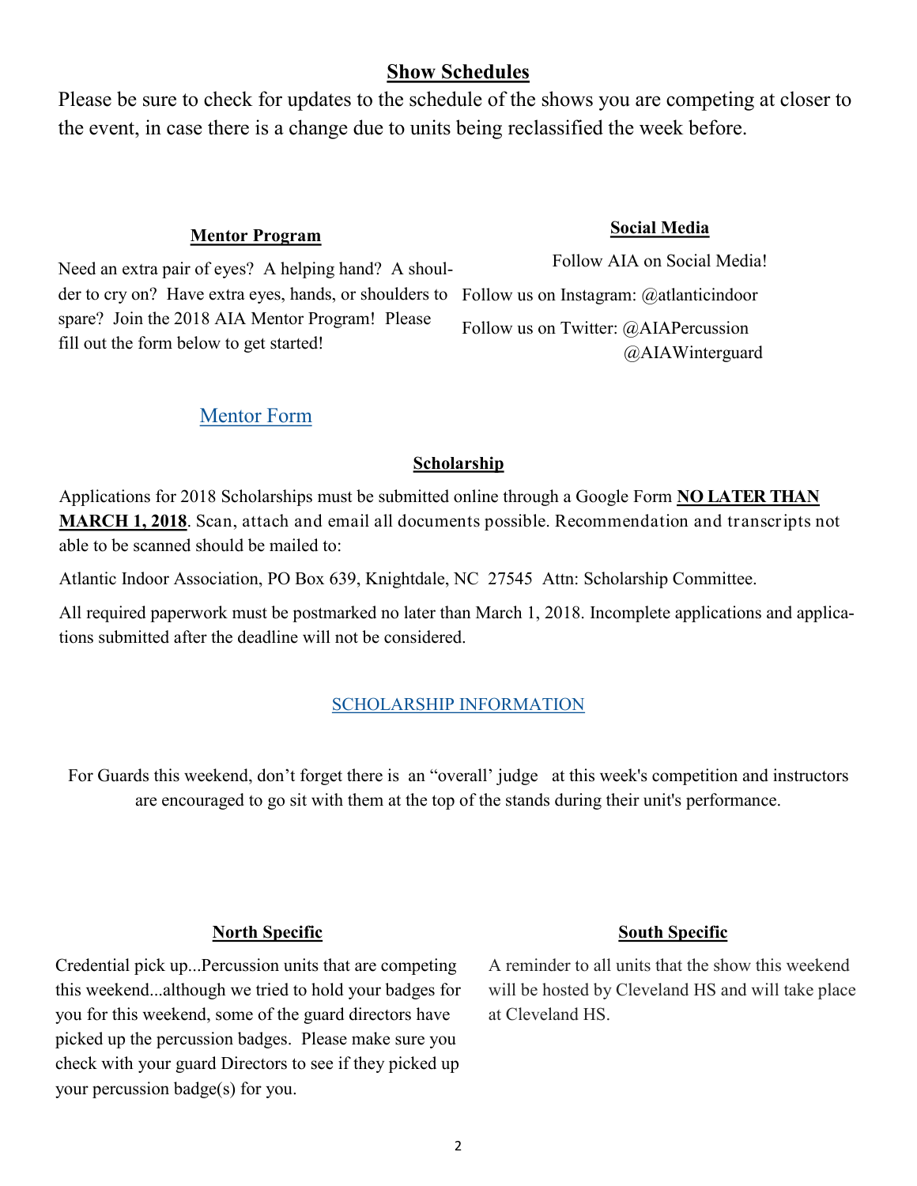## Show Schedules

Please be sure to check for updates to the schedule of the shows you are competing at closer to the event, in case there is a change due to units being reclassified the week before.

### Mentor Program

Need an extra pair of eyes? A helping hand? A shoulder to cry on? Have extra eyes, hands, or shoulders to spare? Join the 2018 AIA Mentor Program! Please fill out the form below to get started!

Mentor Form

### Social Media

Follow AIA on Social Media!

Follow us on Instagram: @atlanticindoor

Follow us on Twitter: @AIAPercussion
@AIAWinterguard

### Scholarship

Applications for 2018 Scholarships must be submitted online through a Google Form **NO LATER THAN MARCH 1, 2018**. Scan, attach and email all documents possible. Recommendation and transcripts not able to be scanned should be mailed to:

Atlantic Indoor Association, PO Box 639, Knightdale, NC 27545 Attn: Scholarship Committee.

All required paperwork must be postmarked no later than March 1, 2018. Incomplete applications and applications submitted after the deadline will not be considered.

SCHOLARSHIP INFORMATION

For Guards this weekend, don't forget there is an "overall' judge at this week's competition and instructors are encouraged to go sit with them at the top of the stands during their unit's performance.

### North Specific

Credential pick up...Percussion units that are competing this weekend...although we tried to hold your badges for you for this weekend, some of the guard directors have picked up the percussion badges. Please make sure you check with your guard Directors to see if they picked up your percussion badge(s) for you.

### South Specific

A reminder to all units that the show this weekend will be hosted by Cleveland HS and will take place at Cleveland HS.